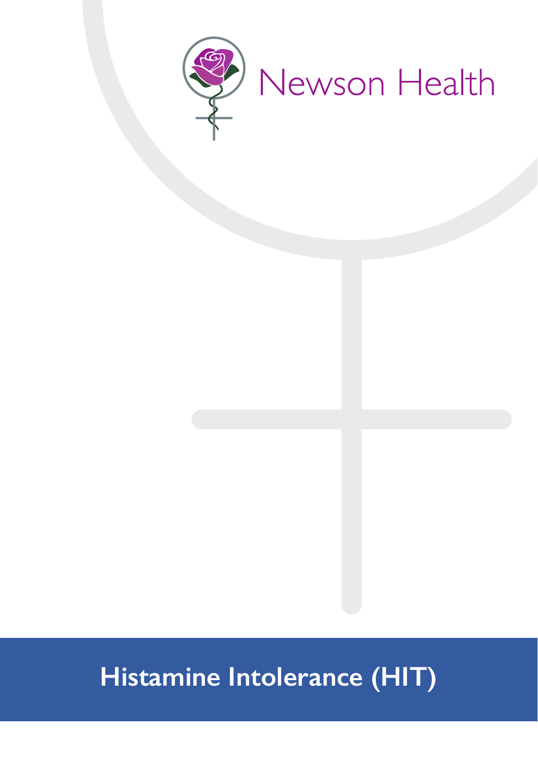Newson Health

# Histamine Intolerance (HIT)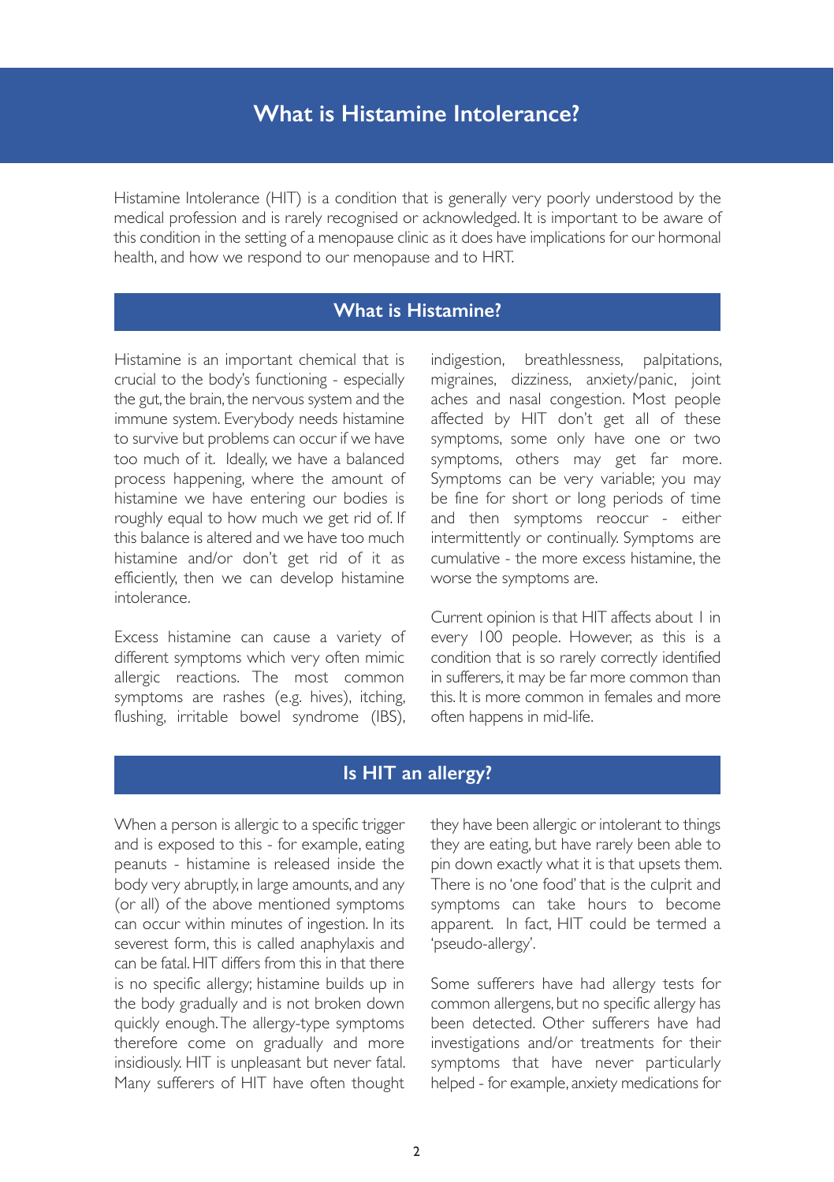# What is Histamine Intolerance?

Histamine Intolerance (HIT) is a condition that is generally very poorly understood by the medical profession and is rarely recognised or acknowledged. It is important to be aware of this condition in the setting of a menopause clinic as it does have implications for our hormonal health, and how we respond to our menopause and to HRT.

## What is Histamine?

Histamine is an important chemical that is crucial to the body's functioning - especially the gut, the brain, the nervous system and the immune system. Everybody needs histamine to survive but problems can occur if we have too much of it. Ideally, we have a balanced process happening, where the amount of histamine we have entering our bodies is roughly equal to how much we get rid of. If this balance is altered and we have too much histamine and/or don't get rid of it as efficiently, then we can develop histamine intolerance.

Excess histamine can cause a variety of different symptoms which very often mimic allergic reactions. The most common symptoms are rashes (e.g. hives), itching, flushing, irritable bowel syndrome (IBS), indigestion, breathlessness, palpitations, migraines, dizziness, anxiety/panic, joint aches and nasal congestion. Most people affected by HIT don't get all of these symptoms, some only have one or two symptoms, others may get far more. Symptoms can be very variable; you may be fine for short or long periods of time and then symptoms reoccur - either intermittently or continually. Symptoms are cumulative - the more excess histamine, the worse the symptoms are.

Current opinion is that HIT affects about 1 in every 100 people. However, as this is a condition that is so rarely correctly identified in sufferers, it may be far more common than this. It is more common in females and more often happens in mid-life.

## Is HIT an allergy?

When a person is allergic to a specific trigger and is exposed to this - for example, eating peanuts - histamine is released inside the body very abruptly, in large amounts, and any (or all) of the above mentioned symptoms can occur within minutes of ingestion. In its severest form, this is called anaphylaxis and can be fatal. HIT differs from this in that there is no specific allergy; histamine builds up in the body gradually and is not broken down quickly enough. The allergy-type symptoms therefore come on gradually and more insidiously. HIT is unpleasant but never fatal. Many sufferers of HIT have often thought they have been allergic or intolerant to things they are eating, but have rarely been able to pin down exactly what it is that upsets them. There is no 'one food' that is the culprit and symptoms can take hours to become apparent. In fact, HIT could be termed a 'pseudo-allergy'.

Some sufferers have had allergy tests for common allergens, but no specific allergy has been detected. Other sufferers have had investigations and/or treatments for their symptoms that have never particularly helped - for example, anxiety medications for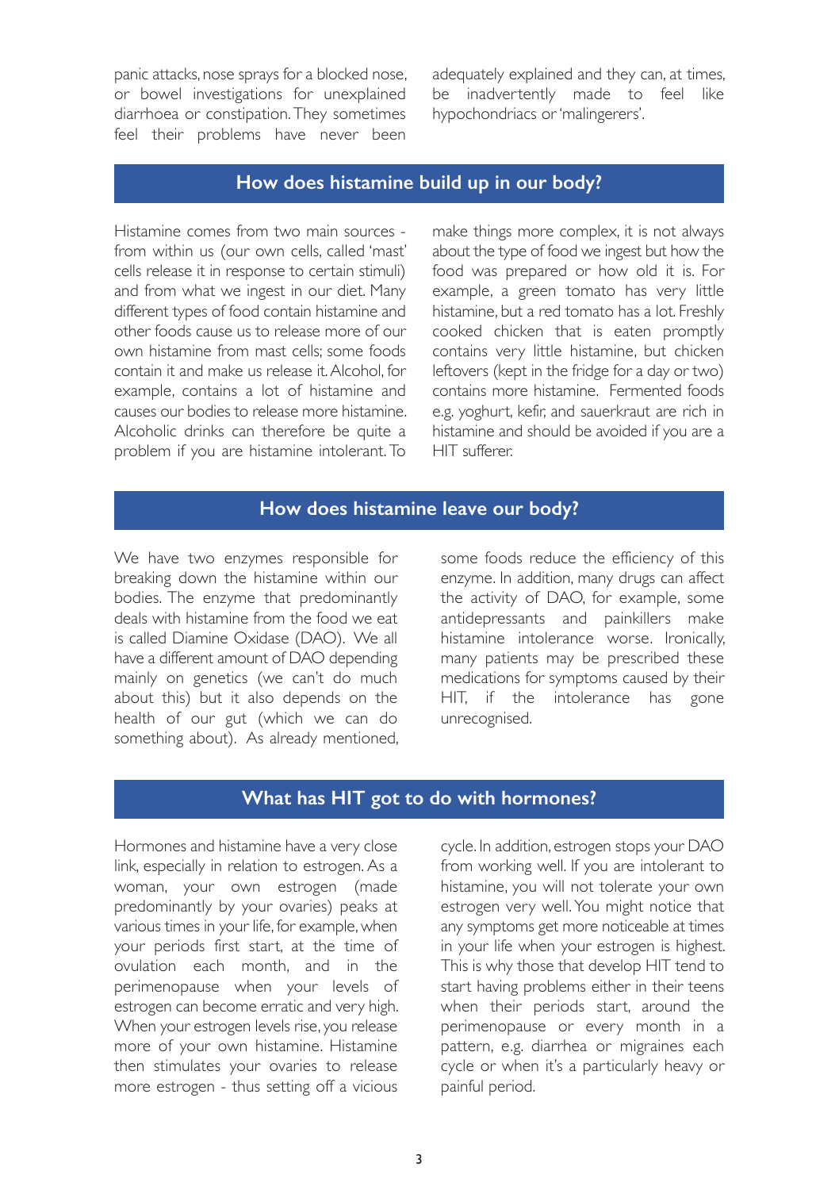panic attacks, nose sprays for a blocked nose, or bowel investigations for unexplained diarrhoea or constipation. They sometimes feel their problems have never been adequately explained and they can, at times, be inadvertently made to feel like hypochondriacs or 'malingerers'.

## How does histamine build up in our body?

Histamine comes from two main sources - from within us (our own cells, called 'mast' cells release it in response to certain stimuli) and from what we ingest in our diet. Many different types of food contain histamine and other foods cause us to release more of our own histamine from mast cells; some foods contain it and make us release it. Alcohol, for example, contains a lot of histamine and causes our bodies to release more histamine. Alcoholic drinks can therefore be quite a problem if you are histamine intolerant. To make things more complex, it is not always about the type of food we ingest but how the food was prepared or how old it is. For example, a green tomato has very little histamine, but a red tomato has a lot. Freshly cooked chicken that is eaten promptly contains very little histamine, but chicken leftovers (kept in the fridge for a day or two) contains more histamine. Fermented foods e.g. yoghurt, kefir, and sauerkraut are rich in histamine and should be avoided if you are a HIT sufferer.

## How does histamine leave our body?

We have two enzymes responsible for breaking down the histamine within our bodies. The enzyme that predominantly deals with histamine from the food we eat is called Diamine Oxidase (DAO). We all have a different amount of DAO depending mainly on genetics (we can't do much about this) but it also depends on the health of our gut (which we can do something about). As already mentioned, some foods reduce the efficiency of this enzyme. In addition, many drugs can affect the activity of DAO, for example, some antidepressants and painkillers make histamine intolerance worse. Ironically, many patients may be prescribed these medications for symptoms caused by their HIT, if the intolerance has gone unrecognised.

## What has HIT got to do with hormones?

Hormones and histamine have a very close link, especially in relation to estrogen. As a woman, your own estrogen (made predominantly by your ovaries) peaks at various times in your life, for example, when your periods first start, at the time of ovulation each month, and in the perimenopause when your levels of estrogen can become erratic and very high. When your estrogen levels rise, you release more of your own histamine. Histamine then stimulates your ovaries to release more estrogen - thus setting off a vicious cycle. In addition, estrogen stops your DAO from working well. If you are intolerant to histamine, you will not tolerate your own estrogen very well. You might notice that any symptoms get more noticeable at times in your life when your estrogen is highest. This is why those that develop HIT tend to start having problems either in their teens when their periods start, around the perimenopause or every month in a pattern, e.g. diarrhea or migraines each cycle or when it's a particularly heavy or painful period.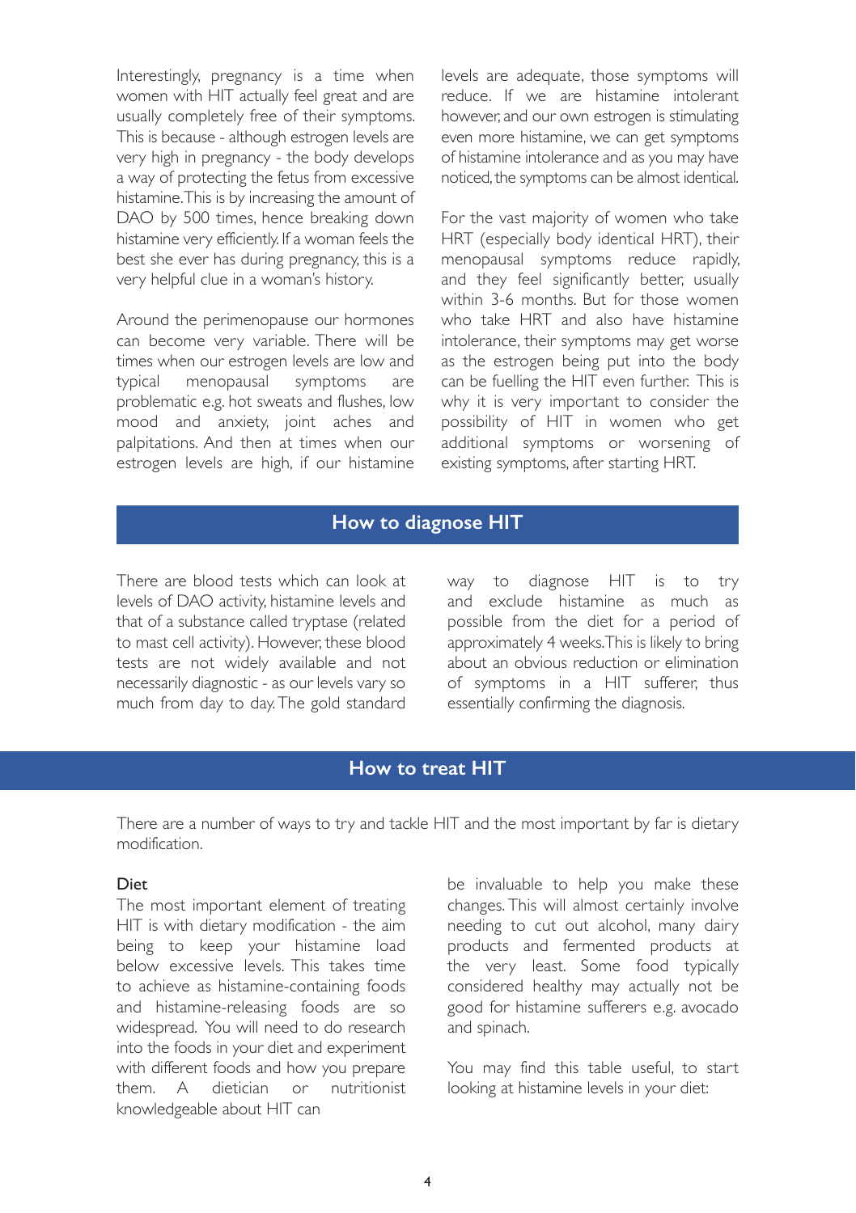Interestingly, pregnancy is a time when women with HIT actually feel great and are usually completely free of their symptoms. This is because - although estrogen levels are very high in pregnancy - the body develops a way of protecting the fetus from excessive histamine. This is by increasing the amount of DAO by 500 times, hence breaking down histamine very efficiently. If a woman feels the best she ever has during pregnancy, this is a very helpful clue in a woman's history.

Around the perimenopause our hormones can become very variable. There will be times when our estrogen levels are low and typical menopausal symptoms are problematic e.g. hot sweats and flushes, low mood and anxiety, joint aches and palpitations. And then at times when our estrogen levels are high, if our histamine levels are adequate, those symptoms will reduce. If we are histamine intolerant however, and our own estrogen is stimulating even more histamine, we can get symptoms of histamine intolerance and as you may have noticed, the symptoms can be almost identical.

For the vast majority of women who take HRT (especially body identical HRT), their menopausal symptoms reduce rapidly, and they feel significantly better, usually within 3-6 months. But for those women who take HRT and also have histamine intolerance, their symptoms may get worse as the estrogen being put into the body can be fuelling the HIT even further. This is why it is very important to consider the possibility of HIT in women who get additional symptoms or worsening of existing symptoms, after starting HRT.

## How to diagnose HIT

There are blood tests which can look at levels of DAO activity, histamine levels and that of a substance called tryptase (related to mast cell activity). However, these blood tests are not widely available and not necessarily diagnostic - as our levels vary so much from day to day. The gold standard way to diagnose HIT is to try and exclude histamine as much as possible from the diet for a period of approximately 4 weeks. This is likely to bring about an obvious reduction or elimination of symptoms in a HIT sufferer, thus essentially confirming the diagnosis.

## How to treat HIT

There are a number of ways to try and tackle HIT and the most important by far is dietary modification.

### Diet

The most important element of treating HIT is with dietary modification - the aim being to keep your histamine load below excessive levels. This takes time to achieve as histamine-containing foods and histamine-releasing foods are so widespread. You will need to do research into the foods in your diet and experiment with different foods and how you prepare them. A dietician or nutritionist knowledgeable about HIT can be invaluable to help you make these changes. This will almost certainly involve needing to cut out alcohol, many dairy products and fermented products at the very least. Some food typically considered healthy may actually not be good for histamine sufferers e.g. avocado and spinach.

You may find this table useful, to start looking at histamine levels in your diet: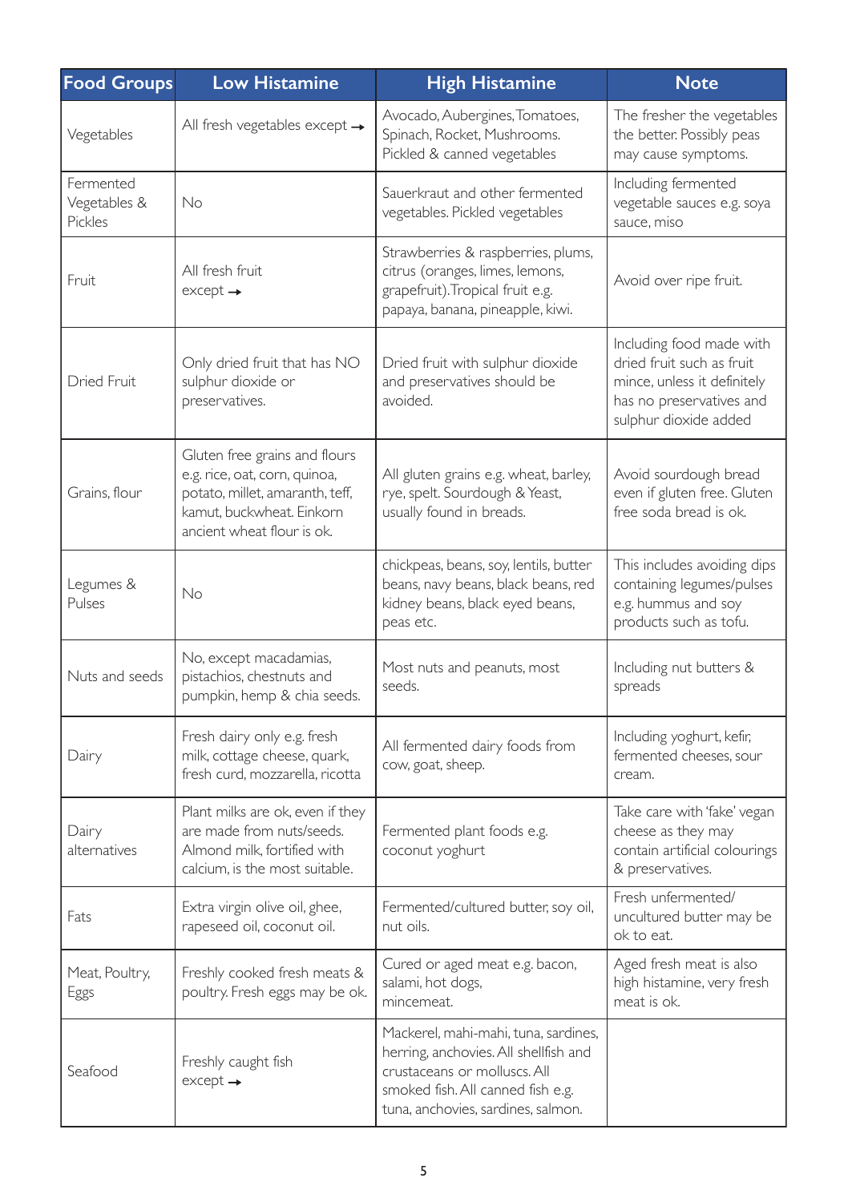| Food Groups | Low Histamine | High Histamine | Note |
|---|---|---|---|
| Vegetables | All fresh vegetables except → | Avocado, Aubergines, Tomatoes, Spinach, Rocket, Mushrooms. Pickled & canned vegetables | The fresher the vegetables the better. Possibly peas may cause symptoms. |
| Fermented Vegetables & Pickles | No | Sauerkraut and other fermented vegetables. Pickled vegetables | Including fermented vegetable sauces e.g. soya sauce, miso |
| Fruit | All fresh fruit except → | Strawberries & raspberries, plums, citrus (oranges, limes, lemons, grapefruit). Tropical fruit e.g. papaya, banana, pineapple, kiwi. | Avoid over ripe fruit. |
| Dried Fruit | Only dried fruit that has NO sulphur dioxide or preservatives. | Dried fruit with sulphur dioxide and preservatives should be avoided. | Including food made with dried fruit such as fruit mince, unless it definitely has no preservatives and sulphur dioxide added |
| Grains, flour | Gluten free grains and flours e.g. rice, oat, corn, quinoa, potato, millet, amaranth, teff, kamut, buckwheat. Einkorn ancient wheat flour is ok. | All gluten grains e.g. wheat, barley, rye, spelt. Sourdough & Yeast, usually found in breads. | Avoid sourdough bread even if gluten free. Gluten free soda bread is ok. |
| Legumes & Pulses | No | chickpeas, beans, soy, lentils, butter beans, navy beans, black beans, red kidney beans, black eyed beans, peas etc. | This includes avoiding dips containing legumes/pulses e.g. hummus and soy products such as tofu. |
| Nuts and seeds | No, except macadamias, pistachios, chestnuts and pumpkin, hemp & chia seeds. | Most nuts and peanuts, most seeds. | Including nut butters & spreads |
| Dairy | Fresh dairy only e.g. fresh milk, cottage cheese, quark, fresh curd, mozzarella, ricotta | All fermented dairy foods from cow, goat, sheep. | Including yoghurt, kefir, fermented cheeses, sour cream. |
| Dairy alternatives | Plant milks are ok, even if they are made from nuts/seeds. Almond milk, fortified with calcium, is the most suitable. | Fermented plant foods e.g. coconut yoghurt | Take care with 'fake' vegan cheese as they may contain artificial colourings & preservatives. |
| Fats | Extra virgin olive oil, ghee, rapeseed oil, coconut oil. | Fermented/cultured butter, soy oil, nut oils. | Fresh unfermented/ uncultured butter may be ok to eat. |
| Meat, Poultry, Eggs | Freshly cooked fresh meats & poultry. Fresh eggs may be ok. | Cured or aged meat e.g. bacon, salami, hot dogs, mincemeat. | Aged fresh meat is also high histamine, very fresh meat is ok. |
| Seafood | Freshly caught fish except → | Mackerel, mahi-mahi, tuna, sardines, herring, anchovies. All shellfish and crustaceans or molluscs. All smoked fish. All canned fish e.g. tuna, anchovies, sardines, salmon. | |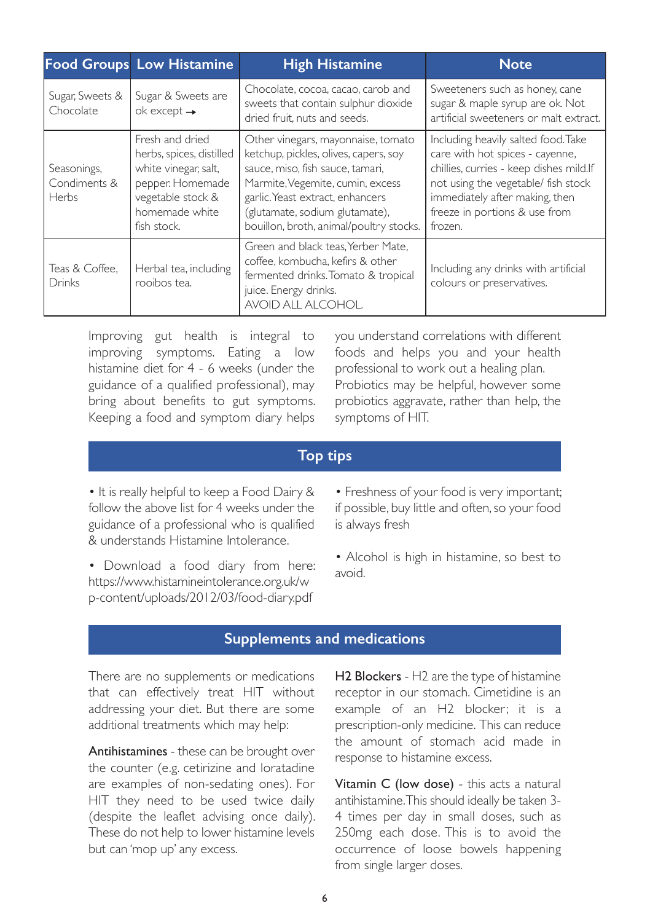| Food Groups | Low Histamine | High Histamine | Note |
|---|---|---|---|
| Sugar, Sweets & Chocolate | Sugar & Sweets are ok except → | Chocolate, cocoa, cacao, carob and sweets that contain sulphur dioxide dried fruit, nuts and seeds. | Sweeteners such as honey, cane sugar & maple syrup are ok. Not artificial sweeteners or malt extract. |
| Seasonings, Condiments & Herbs | Fresh and dried herbs, spices, distilled white vinegar, salt, pepper. Homemade vegetable stock & homemade white fish stock. | Other vinegars, mayonnaise, tomato ketchup, pickles, olives, capers, soy sauce, miso, fish sauce, tamari, Marmite, Vegemite, cumin, excess garlic. Yeast extract, enhancers (glutamate, sodium glutamate), bouillon, broth, animal/poultry stocks. | Including heavily salted food. Take care with hot spices - cayenne, chillies, curries - keep dishes mild. If not using the vegetable/ fish stock immediately after making, then freeze in portions & use from frozen. |
| Teas & Coffee, Drinks | Herbal tea, including rooibos tea. | Green and black teas, Yerber Mate, coffee, kombucha, kefirs & other fermented drinks. Tomato & tropical juice. Energy drinks. AVOID ALL ALCOHOL. | Including any drinks with artificial colours or preservatives. |

Improving gut health is integral to improving symptoms. Eating a low histamine diet for 4 - 6 weeks (under the guidance of a qualified professional), may bring about benefits to gut symptoms. Keeping a food and symptom diary helps you understand correlations with different foods and helps you and your health professional to work out a healing plan. Probiotics may be helpful, however some probiotics aggravate, rather than help, the symptoms of HIT.

## Top tips

- It is really helpful to keep a Food Dairy & follow the above list for 4 weeks under the guidance of a professional who is qualified & understands Histamine Intolerance.
- Download a food diary from here: https://www.histamineintolerance.org.uk/wp-content/uploads/2012/03/food-diary.pdf
- Freshness of your food is very important; if possible, buy little and often, so your food is always fresh
- Alcohol is high in histamine, so best to avoid.

## Supplements and medications

There are no supplements or medications that can effectively treat HIT without addressing your diet. But there are some additional treatments which may help:

**Antihistamines** - these can be brought over the counter (e.g. cetirizine and loratadine are examples of non-sedating ones). For HIT they need to be used twice daily (despite the leaflet advising once daily). These do not help to lower histamine levels but can 'mop up' any excess.

**H2 Blockers** - H2 are the type of histamine receptor in our stomach. Cimetidine is an example of an H2 blocker; it is a prescription-only medicine. This can reduce the amount of stomach acid made in response to histamine excess.

**Vitamin C (low dose)** - this acts a natural antihistamine. This should ideally be taken 3-4 times per day in small doses, such as 250mg each dose. This is to avoid the occurrence of loose bowels happening from single larger doses.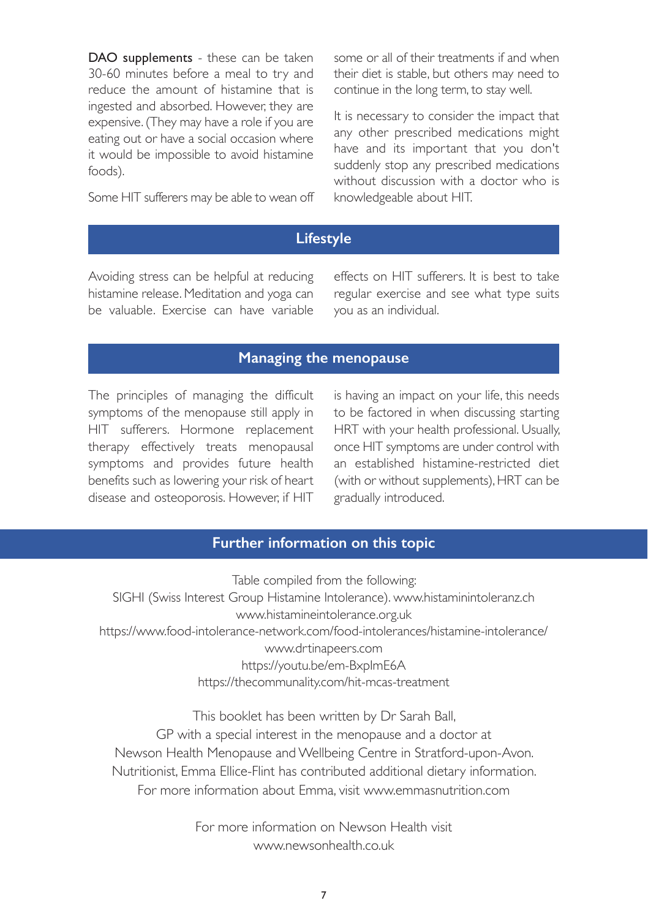**DAO supplements** - these can be taken 30-60 minutes before a meal to try and reduce the amount of histamine that is ingested and absorbed. However, they are expensive. (They may have a role if you are eating out or have a social occasion where it would be impossible to avoid histamine foods).

Some HIT sufferers may be able to wean off some or all of their treatments if and when their diet is stable, but others may need to continue in the long term, to stay well.

It is necessary to consider the impact that any other prescribed medications might have and its important that you don't suddenly stop any prescribed medications without discussion with a doctor who is knowledgeable about HIT.

## Lifestyle

Avoiding stress can be helpful at reducing histamine release. Meditation and yoga can be valuable. Exercise can have variable effects on HIT sufferers. It is best to take regular exercise and see what type suits you as an individual.

## Managing the menopause

The principles of managing the difficult symptoms of the menopause still apply in HIT sufferers. Hormone replacement therapy effectively treats menopausal symptoms and provides future health benefits such as lowering your risk of heart disease and osteoporosis. However, if HIT is having an impact on your life, this needs to be factored in when discussing starting HRT with your health professional. Usually, once HIT symptoms are under control with an established histamine-restricted diet (with or without supplements), HRT can be gradually introduced.

## Further information on this topic

Table compiled from the following:
SIGHI (Swiss Interest Group Histamine Intolerance). www.histaminintoleranz.ch
www.histamineintolerance.org.uk
https://www.food-intolerance-network.com/food-intolerances/histamine-intolerance/
www.drtinapeers.com
https://youtu.be/em-BxplmE6A
https://thecommunality.com/hit-mcas-treatment

This booklet has been written by Dr Sarah Ball,
GP with a special interest in the menopause and a doctor at
Newson Health Menopause and Wellbeing Centre in Stratford-upon-Avon.
Nutritionist, Emma Ellice-Flint has contributed additional dietary information.
For more information about Emma, visit www.emmasnutrition.com

For more information on Newson Health visit
www.newsonhealth.co.uk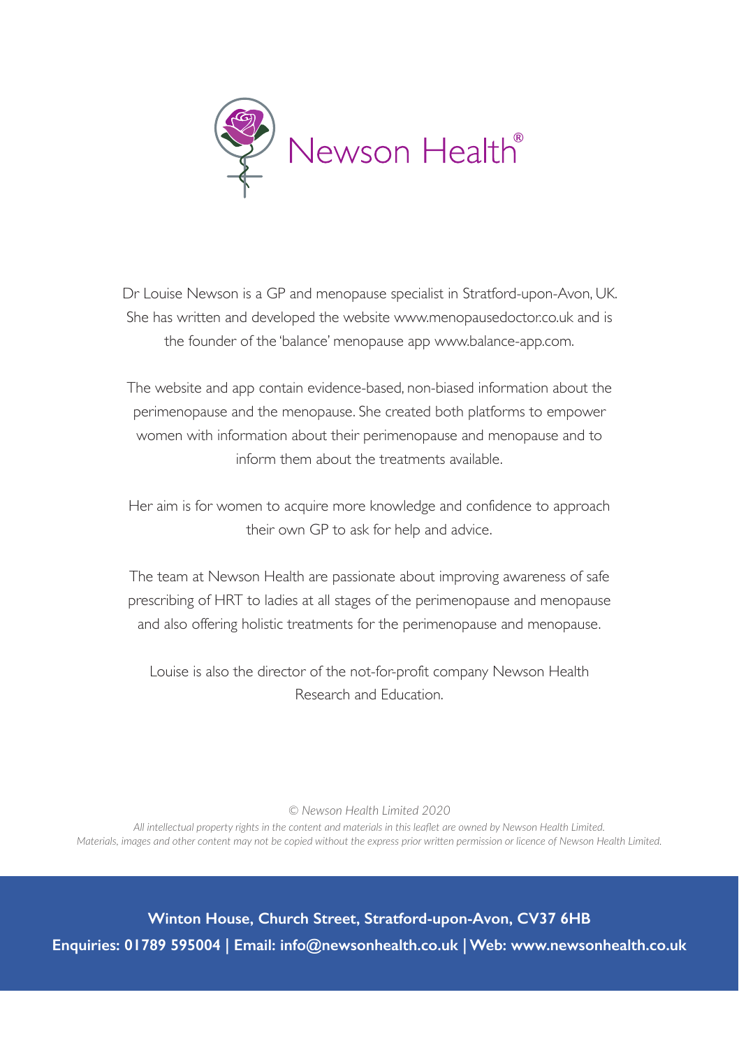Newson Health®

Dr Louise Newson is a GP and menopause specialist in Stratford-upon-Avon, UK. She has written and developed the website www.menopausedoctor.co.uk and is the founder of the 'balance' menopause app www.balance-app.com.

The website and app contain evidence-based, non-biased information about the perimenopause and the menopause. She created both platforms to empower women with information about their perimenopause and menopause and to inform them about the treatments available.

Her aim is for women to acquire more knowledge and confidence to approach their own GP to ask for help and advice.

The team at Newson Health are passionate about improving awareness of safe prescribing of HRT to ladies at all stages of the perimenopause and menopause and also offering holistic treatments for the perimenopause and menopause.

Louise is also the director of the not-for-profit company Newson Health Research and Education.

*© Newson Health Limited 2020*

*All intellectual property rights in the content and materials in this leaflet are owned by Newson Health Limited. Materials, images and other content may not be copied without the express prior written permission or licence of Newson Health Limited.*

**Winton House, Church Street, Stratford-upon-Avon, CV37 6HB**

**Enquiries: 01789 595004 | Email: info@newsonhealth.co.uk | Web: www.newsonhealth.co.uk**